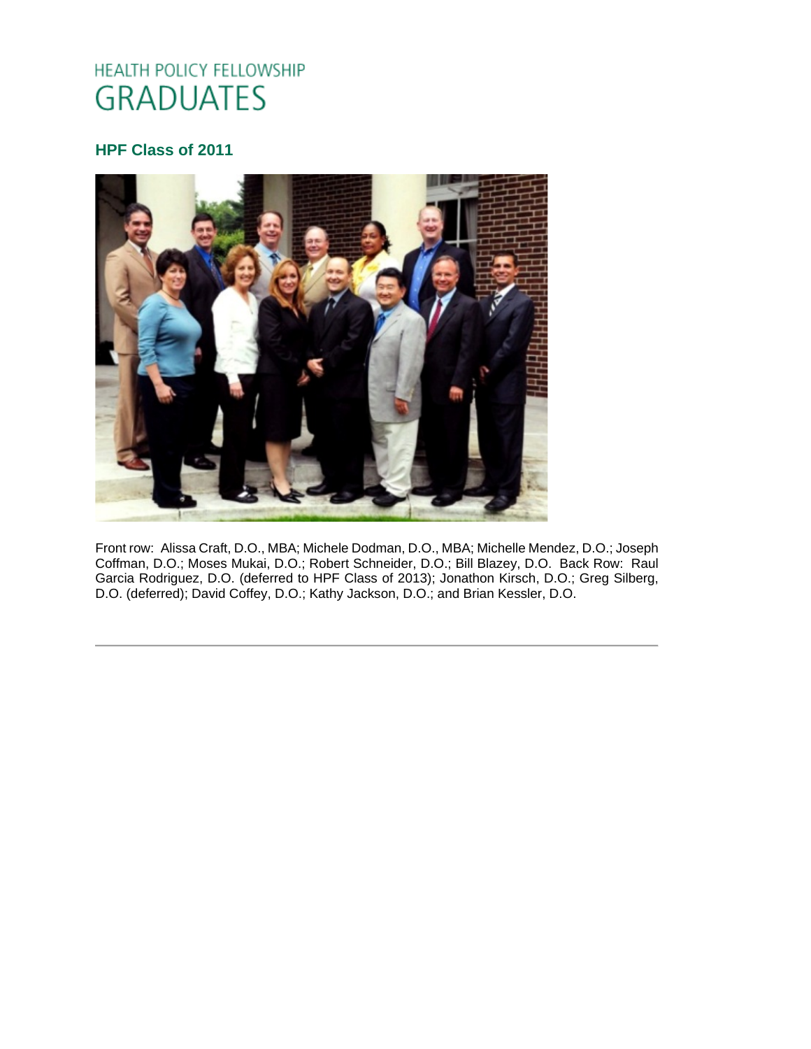# HEALTH POLICY FELLOWSHIP GRADUATES

## HPF Class of 2011

Front row: Alissa Craft, D.O., MBA; Michele Dodman, D.O., MBA; Michelle Mendez, D.O.; Joseph Coffman, D.O.; Moses Mukai, D.O.; Robert Schneider, D.O.; Bill Blazey, D.O. Back Row: Raul Garcia Rodriguez, D.O. (deferred to HPF Class of 2013); Jonathon Kirsch, D.O.; Greg Silberg, D.O. (deferred); David Coffey, D.O.; Kathy Jackson, D.O.; and Brian Kessler, D.O.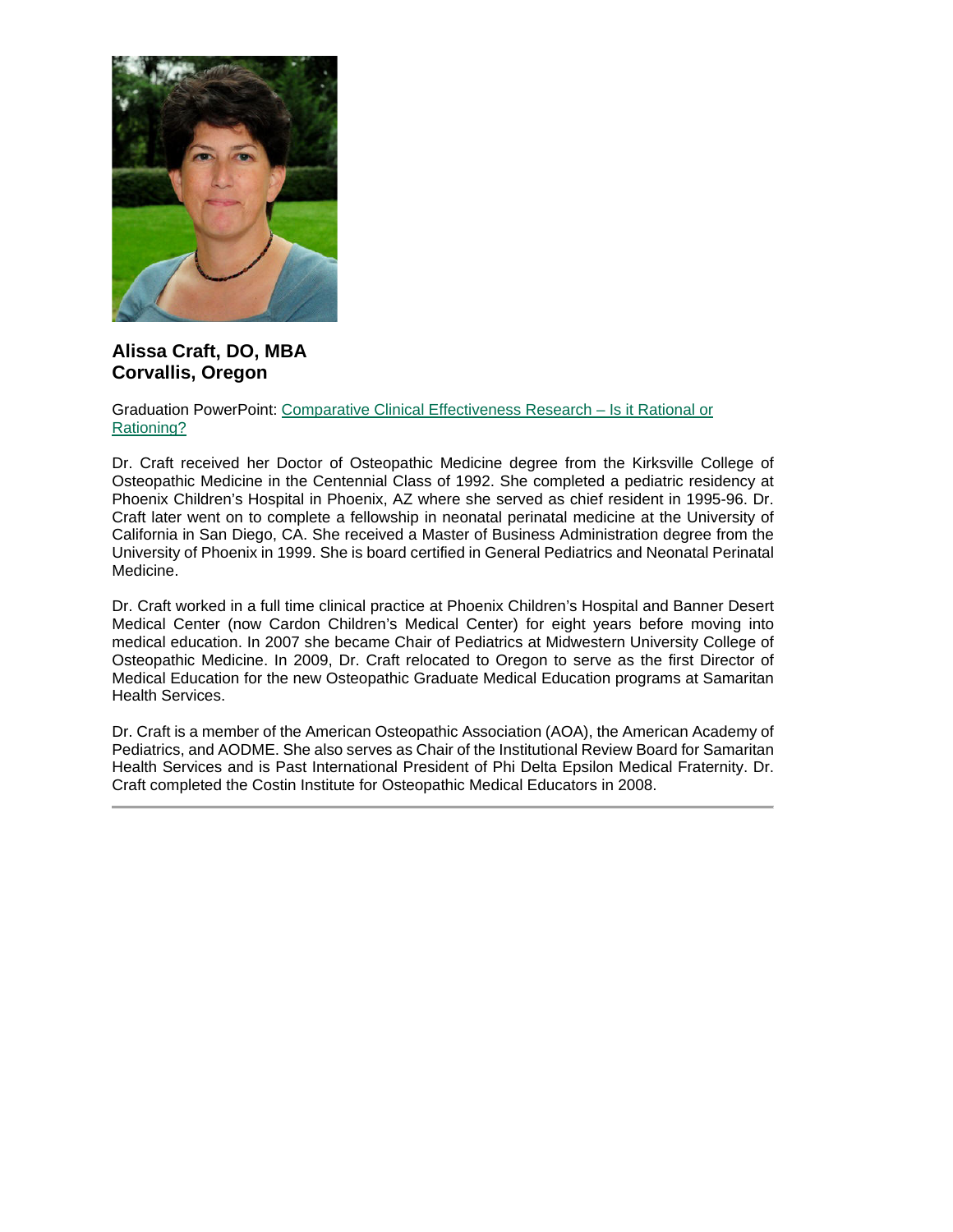**Alissa Craft, DO, MBA**
**Corvallis, Oregon**

Graduation PowerPoint: Comparative Clinical Effectiveness Research – Is it Rational or Rationing?

Dr. Craft received her Doctor of Osteopathic Medicine degree from the Kirksville College of Osteopathic Medicine in the Centennial Class of 1992. She completed a pediatric residency at Phoenix Children's Hospital in Phoenix, AZ where she served as chief resident in 1995-96. Dr. Craft later went on to complete a fellowship in neonatal perinatal medicine at the University of California in San Diego, CA. She received a Master of Business Administration degree from the University of Phoenix in 1999. She is board certified in General Pediatrics and Neonatal Perinatal Medicine.

Dr. Craft worked in a full time clinical practice at Phoenix Children's Hospital and Banner Desert Medical Center (now Cardon Children's Medical Center) for eight years before moving into medical education. In 2007 she became Chair of Pediatrics at Midwestern University College of Osteopathic Medicine. In 2009, Dr. Craft relocated to Oregon to serve as the first Director of Medical Education for the new Osteopathic Graduate Medical Education programs at Samaritan Health Services.

Dr. Craft is a member of the American Osteopathic Association (AOA), the American Academy of Pediatrics, and AODME. She also serves as Chair of the Institutional Review Board for Samaritan Health Services and is Past International President of Phi Delta Epsilon Medical Fraternity. Dr. Craft completed the Costin Institute for Osteopathic Medical Educators in 2008.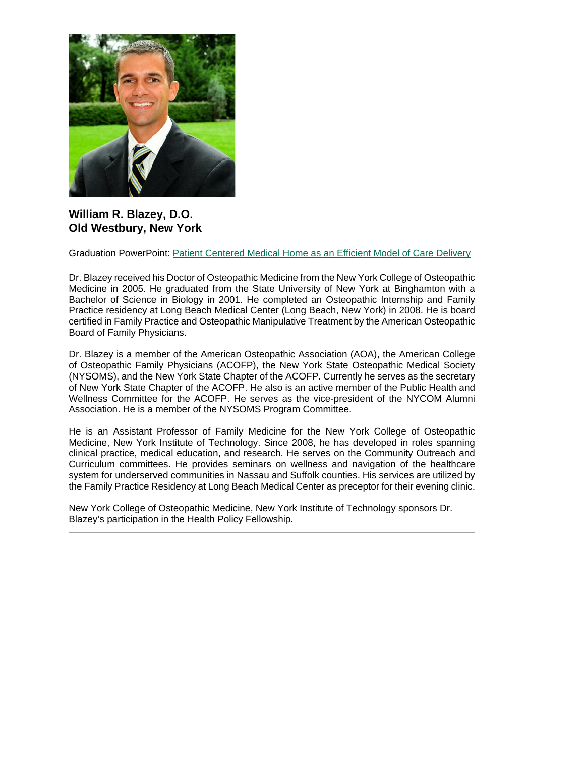**William R. Blazey, D.O.**
**Old Westbury, New York**

Graduation PowerPoint: Patient Centered Medical Home as an Efficient Model of Care Delivery

Dr. Blazey received his Doctor of Osteopathic Medicine from the New York College of Osteopathic Medicine in 2005. He graduated from the State University of New York at Binghamton with a Bachelor of Science in Biology in 2001. He completed an Osteopathic Internship and Family Practice residency at Long Beach Medical Center (Long Beach, New York) in 2008. He is board certified in Family Practice and Osteopathic Manipulative Treatment by the American Osteopathic Board of Family Physicians.

Dr. Blazey is a member of the American Osteopathic Association (AOA), the American College of Osteopathic Family Physicians (ACOFP), the New York State Osteopathic Medical Society (NYSOMS), and the New York State Chapter of the ACOFP. Currently he serves as the secretary of New York State Chapter of the ACOFP. He also is an active member of the Public Health and Wellness Committee for the ACOFP. He serves as the vice-president of the NYCOM Alumni Association. He is a member of the NYSOMS Program Committee.

He is an Assistant Professor of Family Medicine for the New York College of Osteopathic Medicine, New York Institute of Technology. Since 2008, he has developed in roles spanning clinical practice, medical education, and research. He serves on the Community Outreach and Curriculum committees. He provides seminars on wellness and navigation of the healthcare system for underserved communities in Nassau and Suffolk counties. His services are utilized by the Family Practice Residency at Long Beach Medical Center as preceptor for their evening clinic.

New York College of Osteopathic Medicine, New York Institute of Technology sponsors Dr. Blazey's participation in the Health Policy Fellowship.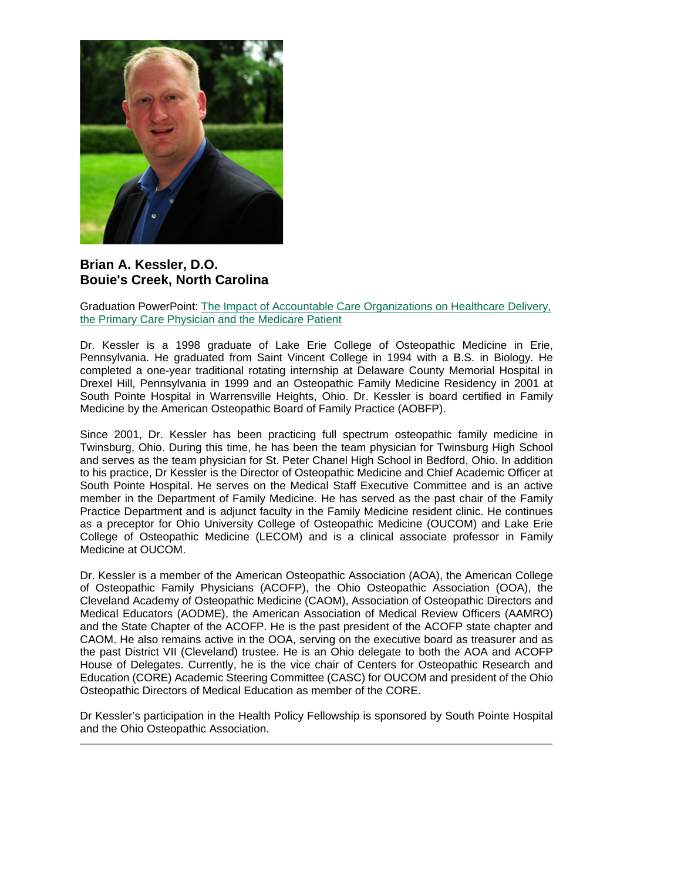**Brian A. Kessler, D.O.**
**Bouie's Creek, North Carolina**

Graduation PowerPoint: The Impact of Accountable Care Organizations on Healthcare Delivery, the Primary Care Physician and the Medicare Patient

Dr. Kessler is a 1998 graduate of Lake Erie College of Osteopathic Medicine in Erie, Pennsylvania. He graduated from Saint Vincent College in 1994 with a B.S. in Biology. He completed a one-year traditional rotating internship at Delaware County Memorial Hospital in Drexel Hill, Pennsylvania in 1999 and an Osteopathic Family Medicine Residency in 2001 at South Pointe Hospital in Warrensville Heights, Ohio. Dr. Kessler is board certified in Family Medicine by the American Osteopathic Board of Family Practice (AOBFP).

Since 2001, Dr. Kessler has been practicing full spectrum osteopathic family medicine in Twinsburg, Ohio. During this time, he has been the team physician for Twinsburg High School and serves as the team physician for St. Peter Chanel High School in Bedford, Ohio. In addition to his practice, Dr Kessler is the Director of Osteopathic Medicine and Chief Academic Officer at South Pointe Hospital. He serves on the Medical Staff Executive Committee and is an active member in the Department of Family Medicine. He has served as the past chair of the Family Practice Department and is adjunct faculty in the Family Medicine resident clinic. He continues as a preceptor for Ohio University College of Osteopathic Medicine (OUCOM) and Lake Erie College of Osteopathic Medicine (LECOM) and is a clinical associate professor in Family Medicine at OUCOM.

Dr. Kessler is a member of the American Osteopathic Association (AOA), the American College of Osteopathic Family Physicians (ACOFP), the Ohio Osteopathic Association (OOA), the Cleveland Academy of Osteopathic Medicine (CAOM), Association of Osteopathic Directors and Medical Educators (AODME), the American Association of Medical Review Officers (AAMRO) and the State Chapter of the ACOFP. He is the past president of the ACOFP state chapter and CAOM. He also remains active in the OOA, serving on the executive board as treasurer and as the past District VII (Cleveland) trustee. He is an Ohio delegate to both the AOA and ACOFP House of Delegates. Currently, he is the vice chair of Centers for Osteopathic Research and Education (CORE) Academic Steering Committee (CASC) for OUCOM and president of the Ohio Osteopathic Directors of Medical Education as member of the CORE.

Dr Kessler's participation in the Health Policy Fellowship is sponsored by South Pointe Hospital and the Ohio Osteopathic Association.

---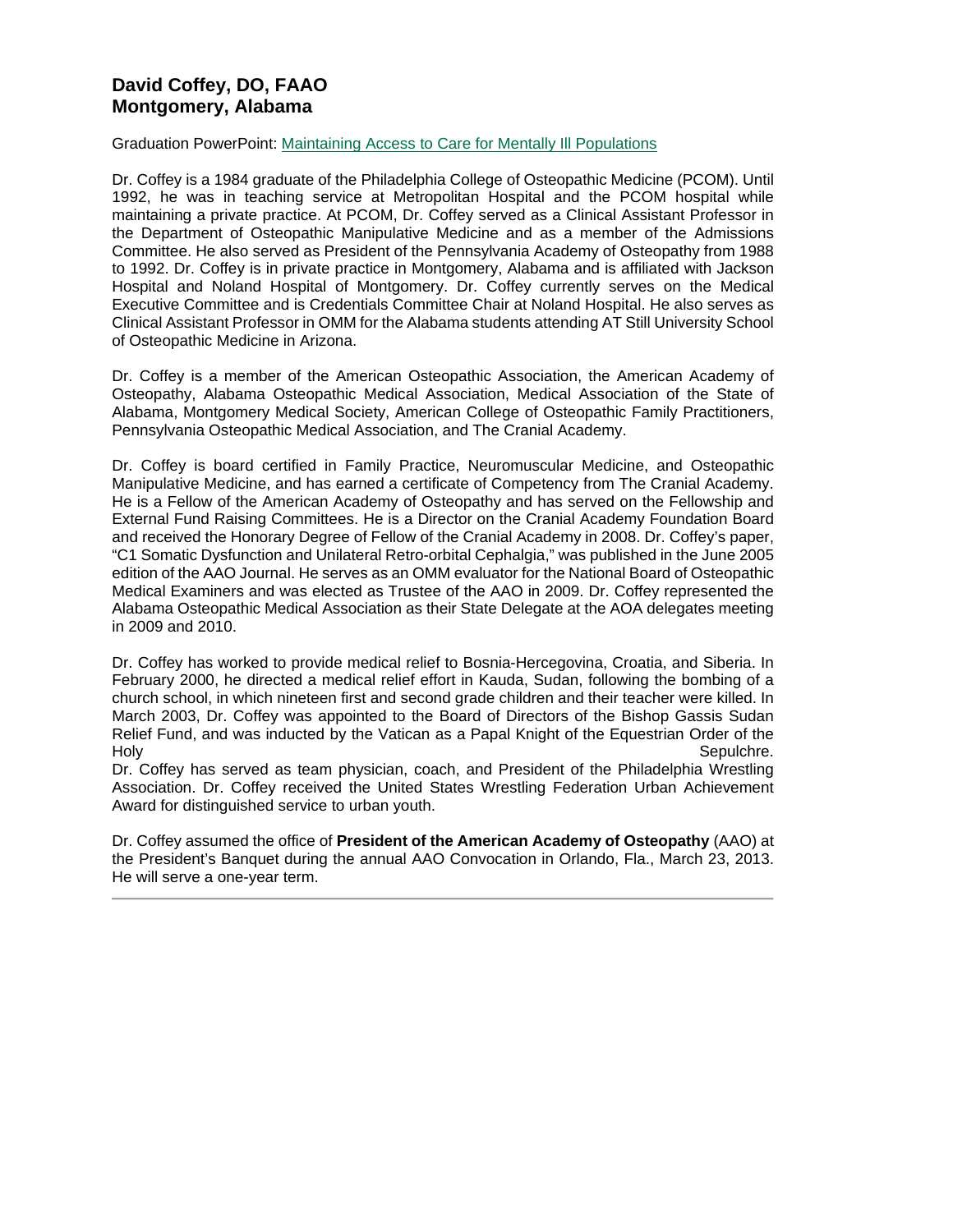## David Coffey, DO, FAAO
## Montgomery, Alabama

Graduation PowerPoint: Maintaining Access to Care for Mentally Ill Populations

Dr. Coffey is a 1984 graduate of the Philadelphia College of Osteopathic Medicine (PCOM). Until 1992, he was in teaching service at Metropolitan Hospital and the PCOM hospital while maintaining a private practice. At PCOM, Dr. Coffey served as a Clinical Assistant Professor in the Department of Osteopathic Manipulative Medicine and as a member of the Admissions Committee. He also served as President of the Pennsylvania Academy of Osteopathy from 1988 to 1992. Dr. Coffey is in private practice in Montgomery, Alabama and is affiliated with Jackson Hospital and Noland Hospital of Montgomery. Dr. Coffey currently serves on the Medical Executive Committee and is Credentials Committee Chair at Noland Hospital. He also serves as Clinical Assistant Professor in OMM for the Alabama students attending AT Still University School of Osteopathic Medicine in Arizona.

Dr. Coffey is a member of the American Osteopathic Association, the American Academy of Osteopathy, Alabama Osteopathic Medical Association, Medical Association of the State of Alabama, Montgomery Medical Society, American College of Osteopathic Family Practitioners, Pennsylvania Osteopathic Medical Association, and The Cranial Academy.

Dr. Coffey is board certified in Family Practice, Neuromuscular Medicine, and Osteopathic Manipulative Medicine, and has earned a certificate of Competency from The Cranial Academy. He is a Fellow of the American Academy of Osteopathy and has served on the Fellowship and External Fund Raising Committees. He is a Director on the Cranial Academy Foundation Board and received the Honorary Degree of Fellow of the Cranial Academy in 2008. Dr. Coffey's paper, "C1 Somatic Dysfunction and Unilateral Retro-orbital Cephalgia," was published in the June 2005 edition of the AAO Journal. He serves as an OMM evaluator for the National Board of Osteopathic Medical Examiners and was elected as Trustee of the AAO in 2009. Dr. Coffey represented the Alabama Osteopathic Medical Association as their State Delegate at the AOA delegates meeting in 2009 and 2010.

Dr. Coffey has worked to provide medical relief to Bosnia-Hercegovina, Croatia, and Siberia. In February 2000, he directed a medical relief effort in Kauda, Sudan, following the bombing of a church school, in which nineteen first and second grade children and their teacher were killed. In March 2003, Dr. Coffey was appointed to the Board of Directors of the Bishop Gassis Sudan Relief Fund, and was inducted by the Vatican as a Papal Knight of the Equestrian Order of the Holy Sepulchre.
Dr. Coffey has served as team physician, coach, and President of the Philadelphia Wrestling Association. Dr. Coffey received the United States Wrestling Federation Urban Achievement Award for distinguished service to urban youth.

Dr. Coffey assumed the office of **President of the American Academy of Osteopathy** (AAO) at the President's Banquet during the annual AAO Convocation in Orlando, Fla., March 23, 2013. He will serve a one-year term.

---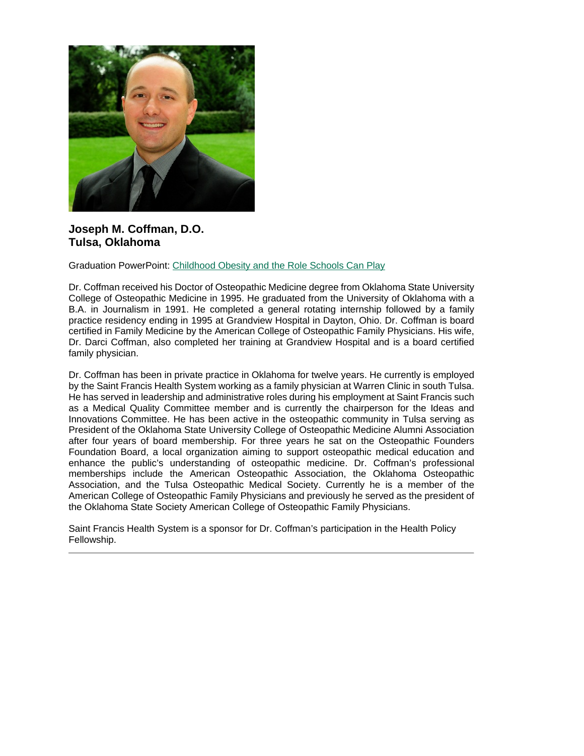**Joseph M. Coffman, D.O.**
**Tulsa, Oklahoma**

Graduation PowerPoint: Childhood Obesity and the Role Schools Can Play

Dr. Coffman received his Doctor of Osteopathic Medicine degree from Oklahoma State University College of Osteopathic Medicine in 1995. He graduated from the University of Oklahoma with a B.A. in Journalism in 1991. He completed a general rotating internship followed by a family practice residency ending in 1995 at Grandview Hospital in Dayton, Ohio. Dr. Coffman is board certified in Family Medicine by the American College of Osteopathic Family Physicians. His wife, Dr. Darci Coffman, also completed her training at Grandview Hospital and is a board certified family physician.

Dr. Coffman has been in private practice in Oklahoma for twelve years. He currently is employed by the Saint Francis Health System working as a family physician at Warren Clinic in south Tulsa. He has served in leadership and administrative roles during his employment at Saint Francis such as a Medical Quality Committee member and is currently the chairperson for the Ideas and Innovations Committee. He has been active in the osteopathic community in Tulsa serving as President of the Oklahoma State University College of Osteopathic Medicine Alumni Association after four years of board membership. For three years he sat on the Osteopathic Founders Foundation Board, a local organization aiming to support osteopathic medical education and enhance the public's understanding of osteopathic medicine. Dr. Coffman's professional memberships include the American Osteopathic Association, the Oklahoma Osteopathic Association, and the Tulsa Osteopathic Medical Society. Currently he is a member of the American College of Osteopathic Family Physicians and previously he served as the president of the Oklahoma State Society American College of Osteopathic Family Physicians.

Saint Francis Health System is a sponsor for Dr. Coffman's participation in the Health Policy Fellowship.

---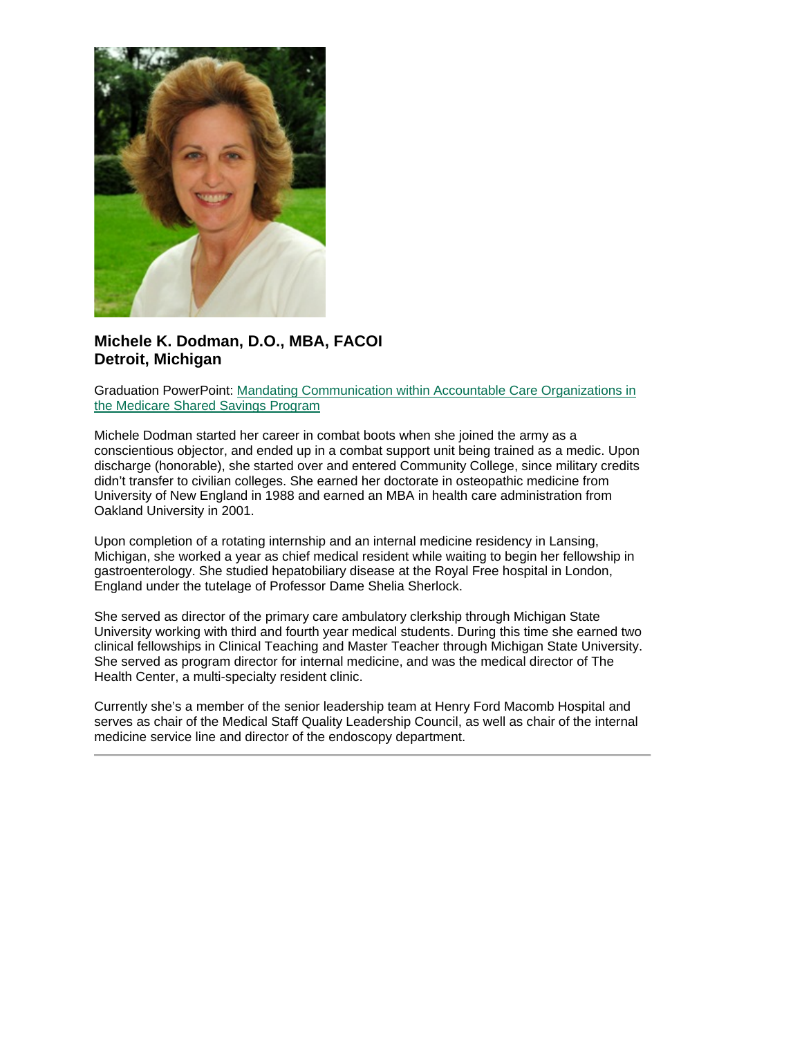**Michele K. Dodman, D.O., MBA, FACOI**
**Detroit, Michigan**

Graduation PowerPoint: Mandating Communication within Accountable Care Organizations in the Medicare Shared Savings Program

Michele Dodman started her career in combat boots when she joined the army as a conscientious objector, and ended up in a combat support unit being trained as a medic. Upon discharge (honorable), she started over and entered Community College, since military credits didn't transfer to civilian colleges. She earned her doctorate in osteopathic medicine from University of New England in 1988 and earned an MBA in health care administration from Oakland University in 2001.

Upon completion of a rotating internship and an internal medicine residency in Lansing, Michigan, she worked a year as chief medical resident while waiting to begin her fellowship in gastroenterology. She studied hepatobiliary disease at the Royal Free hospital in London, England under the tutelage of Professor Dame Shelia Sherlock.

She served as director of the primary care ambulatory clerkship through Michigan State University working with third and fourth year medical students. During this time she earned two clinical fellowships in Clinical Teaching and Master Teacher through Michigan State University. She served as program director for internal medicine, and was the medical director of The Health Center, a multi-specialty resident clinic.

Currently she's a member of the senior leadership team at Henry Ford Macomb Hospital and serves as chair of the Medical Staff Quality Leadership Council, as well as chair of the internal medicine service line and director of the endoscopy department.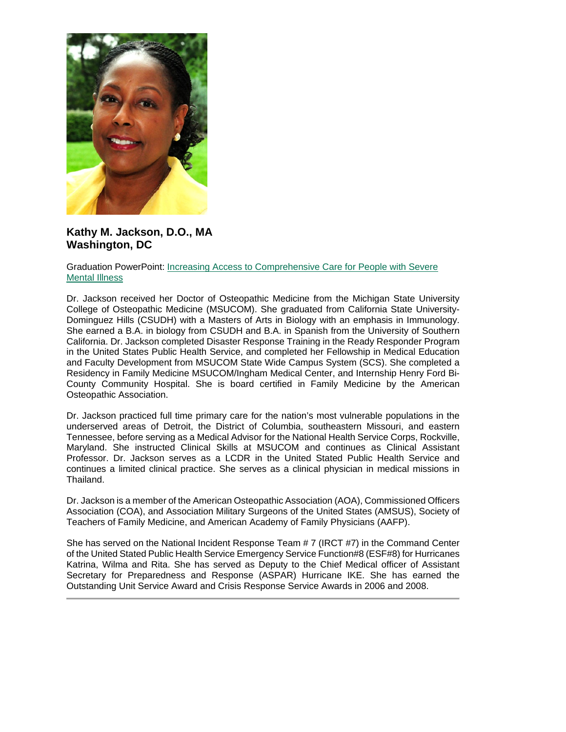**Kathy M. Jackson, D.O., MA**
**Washington, DC**

Graduation PowerPoint: [Increasing Access to Comprehensive Care for People with Severe Mental Illness]

Dr. Jackson received her Doctor of Osteopathic Medicine from the Michigan State University College of Osteopathic Medicine (MSUCOM). She graduated from California State University-Dominguez Hills (CSUDH) with a Masters of Arts in Biology with an emphasis in Immunology. She earned a B.A. in biology from CSUDH and B.A. in Spanish from the University of Southern California. Dr. Jackson completed Disaster Response Training in the Ready Responder Program in the United States Public Health Service, and completed her Fellowship in Medical Education and Faculty Development from MSUCOM State Wide Campus System (SCS). She completed a Residency in Family Medicine MSUCOM/Ingham Medical Center, and Internship Henry Ford Bi-County Community Hospital. She is board certified in Family Medicine by the American Osteopathic Association.

Dr. Jackson practiced full time primary care for the nation's most vulnerable populations in the underserved areas of Detroit, the District of Columbia, southeastern Missouri, and eastern Tennessee, before serving as a Medical Advisor for the National Health Service Corps, Rockville, Maryland. She instructed Clinical Skills at MSUCOM and continues as Clinical Assistant Professor. Dr. Jackson serves as a LCDR in the United Stated Public Health Service and continues a limited clinical practice. She serves as a clinical physician in medical missions in Thailand.

Dr. Jackson is a member of the American Osteopathic Association (AOA), Commissioned Officers Association (COA), and Association Military Surgeons of the United States (AMSUS), Society of Teachers of Family Medicine, and American Academy of Family Physicians (AAFP).

She has served on the National Incident Response Team # 7 (IRCT #7) in the Command Center of the United Stated Public Health Service Emergency Service Function#8 (ESF#8) for Hurricanes Katrina, Wilma and Rita. She has served as Deputy to the Chief Medical officer of Assistant Secretary for Preparedness and Response (ASPAR) Hurricane IKE. She has earned the Outstanding Unit Service Award and Crisis Response Service Awards in 2006 and 2008.

---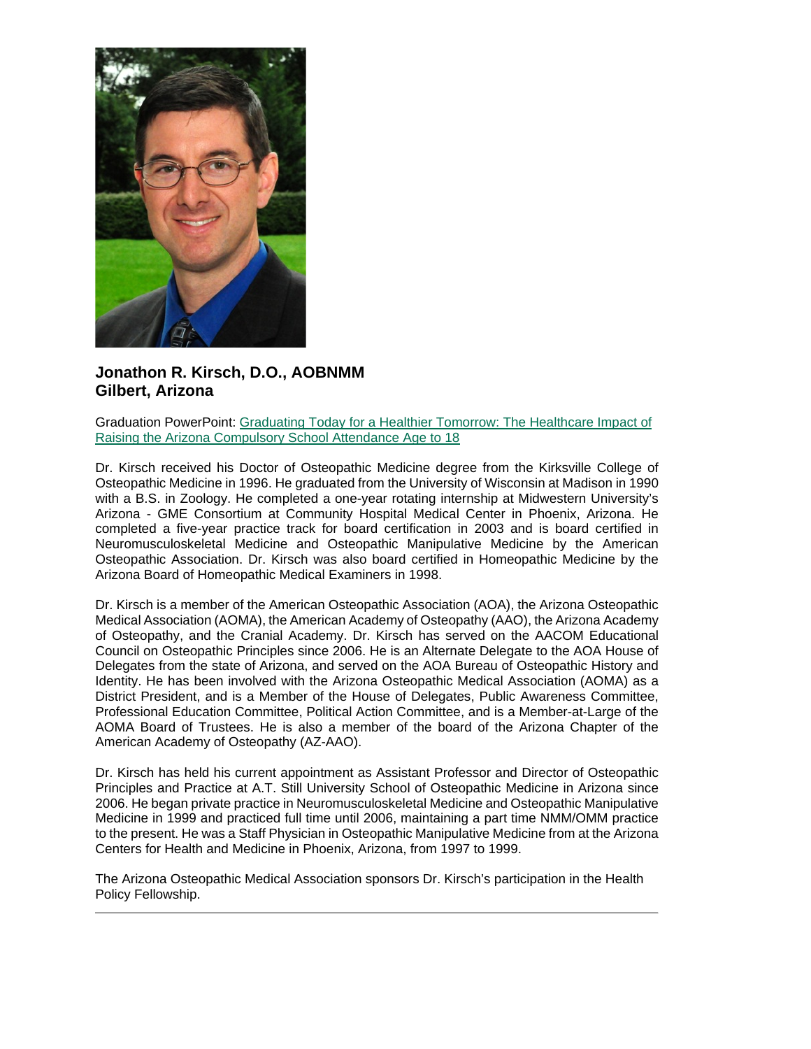**Jonathon R. Kirsch, D.O., AOBNMM**
**Gilbert, Arizona**

Graduation PowerPoint: [Graduating Today for a Healthier Tomorrow: The Healthcare Impact of Raising the Arizona Compulsory School Attendance Age to 18]()

Dr. Kirsch received his Doctor of Osteopathic Medicine degree from the Kirksville College of Osteopathic Medicine in 1996. He graduated from the University of Wisconsin at Madison in 1990 with a B.S. in Zoology. He completed a one-year rotating internship at Midwestern University's Arizona - GME Consortium at Community Hospital Medical Center in Phoenix, Arizona. He completed a five-year practice track for board certification in 2003 and is board certified in Neuromusculoskeletal Medicine and Osteopathic Manipulative Medicine by the American Osteopathic Association. Dr. Kirsch was also board certified in Homeopathic Medicine by the Arizona Board of Homeopathic Medical Examiners in 1998.

Dr. Kirsch is a member of the American Osteopathic Association (AOA), the Arizona Osteopathic Medical Association (AOMA), the American Academy of Osteopathy (AAO), the Arizona Academy of Osteopathy, and the Cranial Academy. Dr. Kirsch has served on the AACOM Educational Council on Osteopathic Principles since 2006. He is an Alternate Delegate to the AOA House of Delegates from the state of Arizona, and served on the AOA Bureau of Osteopathic History and Identity. He has been involved with the Arizona Osteopathic Medical Association (AOMA) as a District President, and is a Member of the House of Delegates, Public Awareness Committee, Professional Education Committee, Political Action Committee, and is a Member-at-Large of the AOMA Board of Trustees. He is also a member of the board of the Arizona Chapter of the American Academy of Osteopathy (AZ-AAO).

Dr. Kirsch has held his current appointment as Assistant Professor and Director of Osteopathic Principles and Practice at A.T. Still University School of Osteopathic Medicine in Arizona since 2006. He began private practice in Neuromusculoskeletal Medicine and Osteopathic Manipulative Medicine in 1999 and practiced full time until 2006, maintaining a part time NMM/OMM practice to the present. He was a Staff Physician in Osteopathic Manipulative Medicine from at the Arizona Centers for Health and Medicine in Phoenix, Arizona, from 1997 to 1999.

The Arizona Osteopathic Medical Association sponsors Dr. Kirsch's participation in the Health Policy Fellowship.

---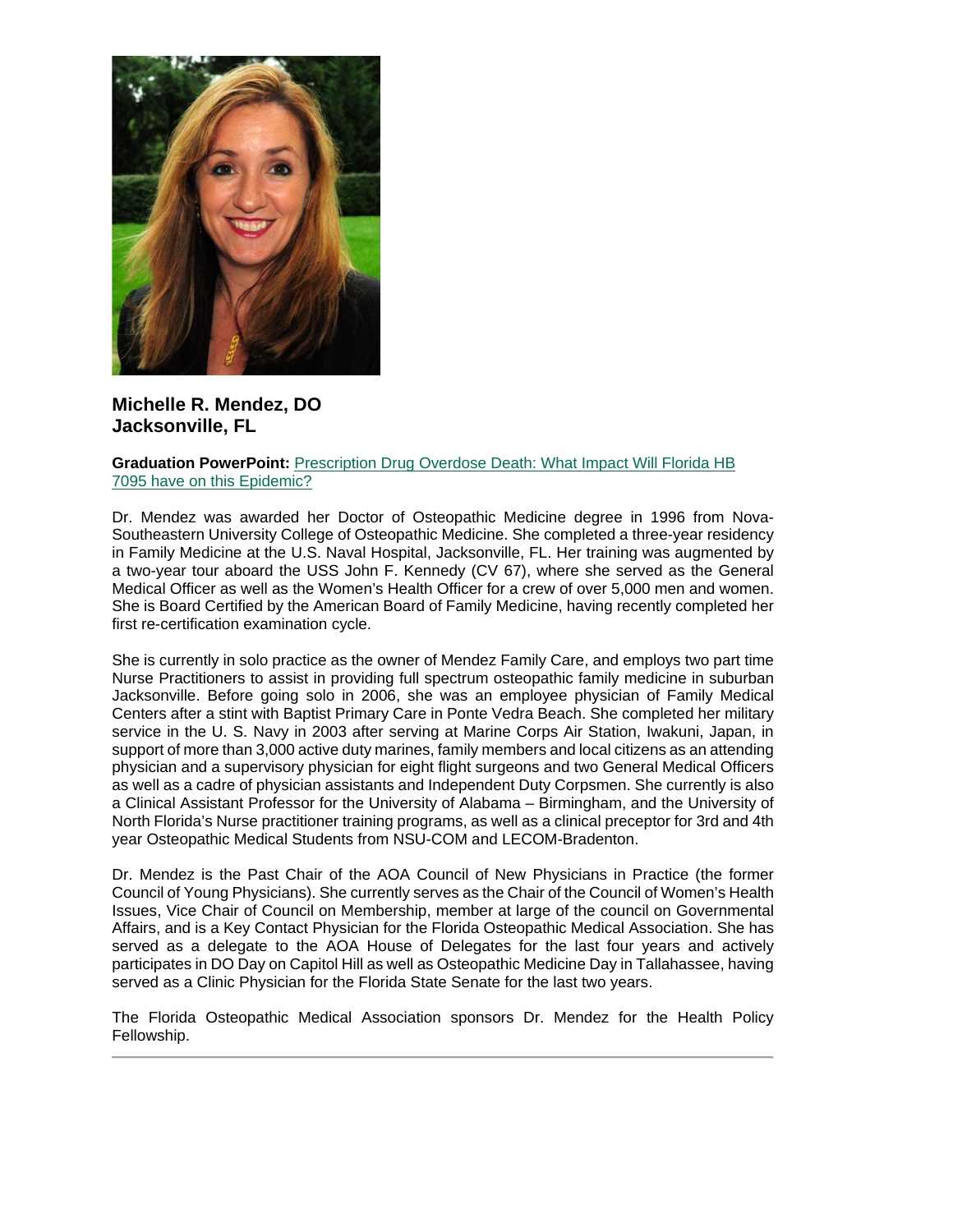**Michelle R. Mendez, DO**
**Jacksonville, FL**

**Graduation PowerPoint:** Prescription Drug Overdose Death: What Impact Will Florida HB 7095 have on this Epidemic?

Dr. Mendez was awarded her Doctor of Osteopathic Medicine degree in 1996 from Nova-Southeastern University College of Osteopathic Medicine. She completed a three-year residency in Family Medicine at the U.S. Naval Hospital, Jacksonville, FL. Her training was augmented by a two-year tour aboard the USS John F. Kennedy (CV 67), where she served as the General Medical Officer as well as the Women's Health Officer for a crew of over 5,000 men and women. She is Board Certified by the American Board of Family Medicine, having recently completed her first re-certification examination cycle.

She is currently in solo practice as the owner of Mendez Family Care, and employs two part time Nurse Practitioners to assist in providing full spectrum osteopathic family medicine in suburban Jacksonville. Before going solo in 2006, she was an employee physician of Family Medical Centers after a stint with Baptist Primary Care in Ponte Vedra Beach. She completed her military service in the U. S. Navy in 2003 after serving at Marine Corps Air Station, Iwakuni, Japan, in support of more than 3,000 active duty marines, family members and local citizens as an attending physician and a supervisory physician for eight flight surgeons and two General Medical Officers as well as a cadre of physician assistants and Independent Duty Corpsmen. She currently is also a Clinical Assistant Professor for the University of Alabama – Birmingham, and the University of North Florida's Nurse practitioner training programs, as well as a clinical preceptor for 3rd and 4th year Osteopathic Medical Students from NSU-COM and LECOM-Bradenton.

Dr. Mendez is the Past Chair of the AOA Council of New Physicians in Practice (the former Council of Young Physicians). She currently serves as the Chair of the Council of Women's Health Issues, Vice Chair of Council on Membership, member at large of the council on Governmental Affairs, and is a Key Contact Physician for the Florida Osteopathic Medical Association. She has served as a delegate to the AOA House of Delegates for the last four years and actively participates in DO Day on Capitol Hill as well as Osteopathic Medicine Day in Tallahassee, having served as a Clinic Physician for the Florida State Senate for the last two years.

The Florida Osteopathic Medical Association sponsors Dr. Mendez for the Health Policy Fellowship.

---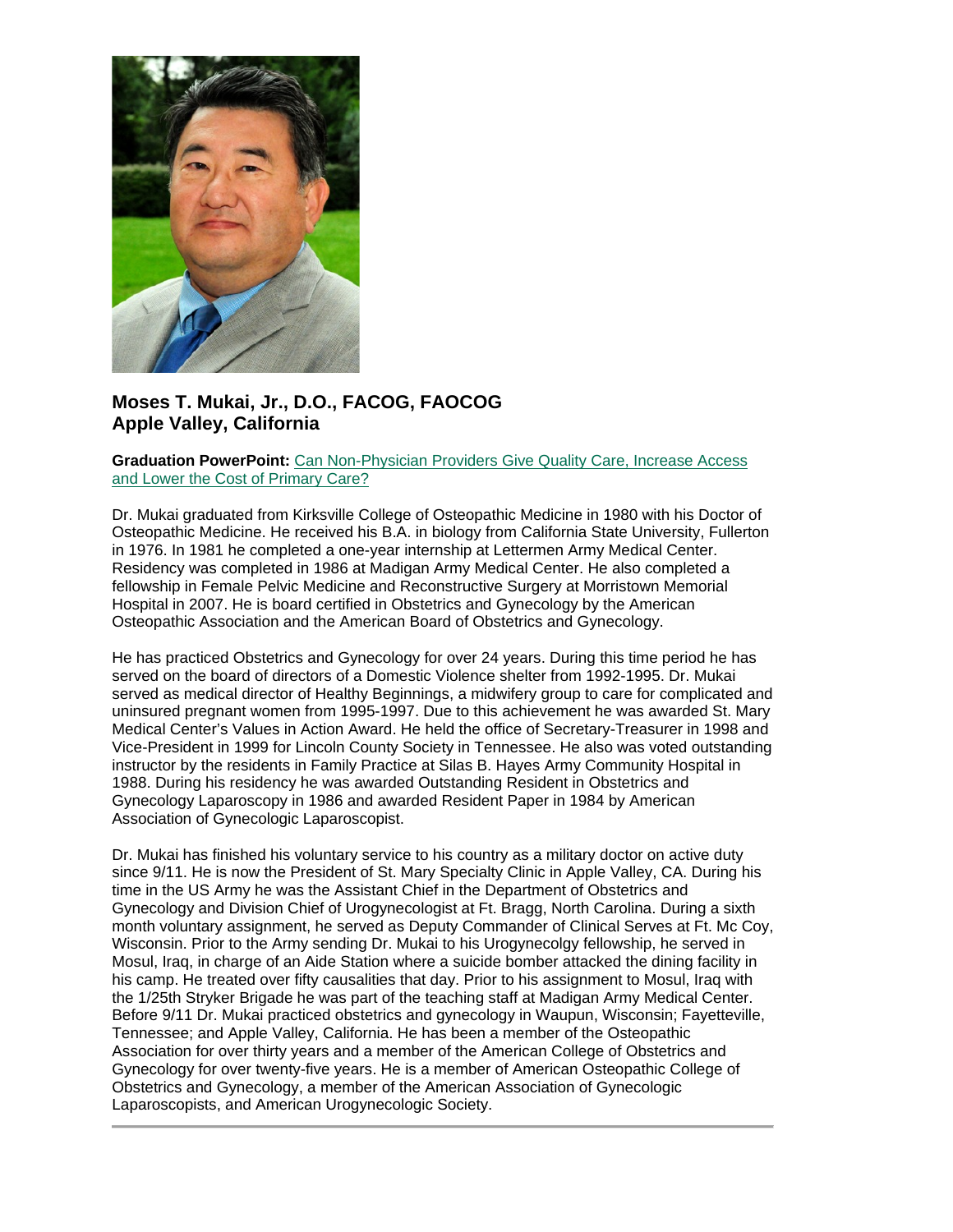**Moses T. Mukai, Jr., D.O., FACOG, FAOCOG**
**Apple Valley, California**

**Graduation PowerPoint:** [Can Non-Physician Providers Give Quality Care, Increase Access and Lower the Cost of Primary Care?]

Dr. Mukai graduated from Kirksville College of Osteopathic Medicine in 1980 with his Doctor of Osteopathic Medicine. He received his B.A. in biology from California State University, Fullerton in 1976. In 1981 he completed a one-year internship at Lettermen Army Medical Center. Residency was completed in 1986 at Madigan Army Medical Center. He also completed a fellowship in Female Pelvic Medicine and Reconstructive Surgery at Morristown Memorial Hospital in 2007. He is board certified in Obstetrics and Gynecology by the American Osteopathic Association and the American Board of Obstetrics and Gynecology.

He has practiced Obstetrics and Gynecology for over 24 years. During this time period he has served on the board of directors of a Domestic Violence shelter from 1992-1995. Dr. Mukai served as medical director of Healthy Beginnings, a midwifery group to care for complicated and uninsured pregnant women from 1995-1997. Due to this achievement he was awarded St. Mary Medical Center's Values in Action Award. He held the office of Secretary-Treasurer in 1998 and Vice-President in 1999 for Lincoln County Society in Tennessee. He also was voted outstanding instructor by the residents in Family Practice at Silas B. Hayes Army Community Hospital in 1988. During his residency he was awarded Outstanding Resident in Obstetrics and Gynecology Laparoscopy in 1986 and awarded Resident Paper in 1984 by American Association of Gynecologic Laparoscopist.

Dr. Mukai has finished his voluntary service to his country as a military doctor on active duty since 9/11. He is now the President of St. Mary Specialty Clinic in Apple Valley, CA. During his time in the US Army he was the Assistant Chief in the Department of Obstetrics and Gynecology and Division Chief of Urogynecologist at Ft. Bragg, North Carolina. During a sixth month voluntary assignment, he served as Deputy Commander of Clinical Serves at Ft. Mc Coy, Wisconsin. Prior to the Army sending Dr. Mukai to his Urogynecolgy fellowship, he served in Mosul, Iraq, in charge of an Aide Station where a suicide bomber attacked the dining facility in his camp. He treated over fifty causalities that day. Prior to his assignment to Mosul, Iraq with the 1/25th Stryker Brigade he was part of the teaching staff at Madigan Army Medical Center. Before 9/11 Dr. Mukai practiced obstetrics and gynecology in Waupun, Wisconsin; Fayetteville, Tennessee; and Apple Valley, California. He has been a member of the Osteopathic Association for over thirty years and a member of the American College of Obstetrics and Gynecology for over twenty-five years. He is a member of American Osteopathic College of Obstetrics and Gynecology, a member of the American Association of Gynecologic Laparoscopists, and American Urogynecologic Society.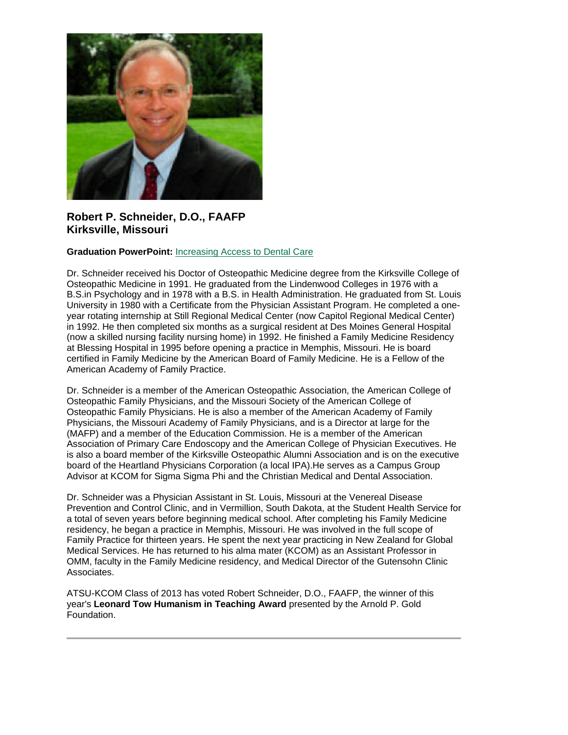**Robert P. Schneider, D.O., FAAFP**
**Kirksville, Missouri**

**Graduation PowerPoint:** Increasing Access to Dental Care

Dr. Schneider received his Doctor of Osteopathic Medicine degree from the Kirksville College of Osteopathic Medicine in 1991. He graduated from the Lindenwood Colleges in 1976 with a B.S.in Psychology and in 1978 with a B.S. in Health Administration. He graduated from St. Louis University in 1980 with a Certificate from the Physician Assistant Program. He completed a one-year rotating internship at Still Regional Medical Center (now Capitol Regional Medical Center) in 1992. He then completed six months as a surgical resident at Des Moines General Hospital (now a skilled nursing facility nursing home) in 1992. He finished a Family Medicine Residency at Blessing Hospital in 1995 before opening a practice in Memphis, Missouri. He is board certified in Family Medicine by the American Board of Family Medicine. He is a Fellow of the American Academy of Family Practice.

Dr. Schneider is a member of the American Osteopathic Association, the American College of Osteopathic Family Physicians, and the Missouri Society of the American College of Osteopathic Family Physicians. He is also a member of the American Academy of Family Physicians, the Missouri Academy of Family Physicians, and is a Director at large for the (MAFP) and a member of the Education Commission. He is a member of the American Association of Primary Care Endoscopy and the American College of Physician Executives. He is also a board member of the Kirksville Osteopathic Alumni Association and is on the executive board of the Heartland Physicians Corporation (a local IPA).He serves as a Campus Group Advisor at KCOM for Sigma Sigma Phi and the Christian Medical and Dental Association.

Dr. Schneider was a Physician Assistant in St. Louis, Missouri at the Venereal Disease Prevention and Control Clinic, and in Vermillion, South Dakota, at the Student Health Service for a total of seven years before beginning medical school. After completing his Family Medicine residency, he began a practice in Memphis, Missouri. He was involved in the full scope of Family Practice for thirteen years. He spent the next year practicing in New Zealand for Global Medical Services. He has returned to his alma mater (KCOM) as an Assistant Professor in OMM, faculty in the Family Medicine residency, and Medical Director of the Gutensohn Clinic Associates.

ATSU-KCOM Class of 2013 has voted Robert Schneider, D.O., FAAFP, the winner of this year's **Leonard Tow Humanism in Teaching Award** presented by the Arnold P. Gold Foundation.

---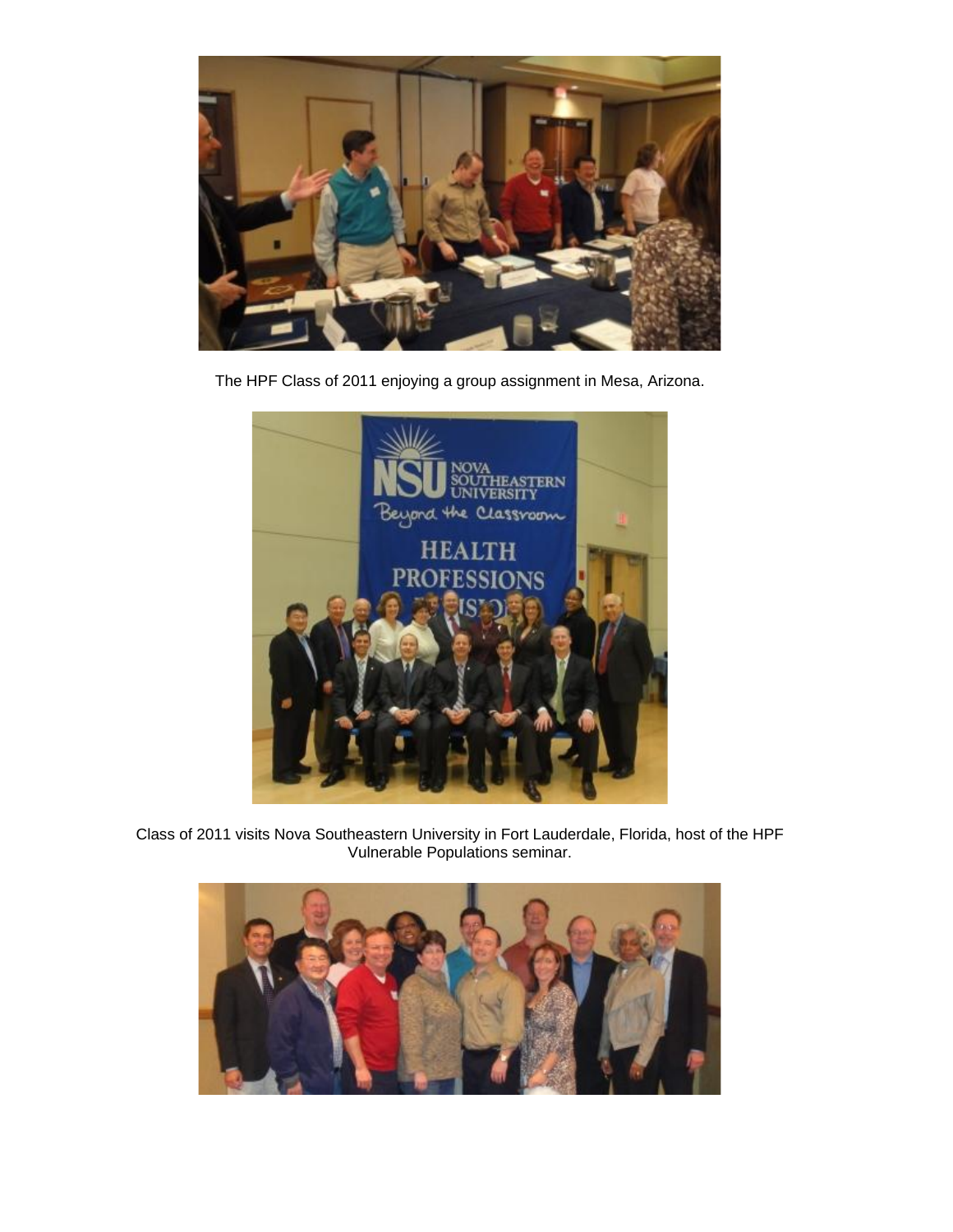The HPF Class of 2011 enjoying a group assignment in Mesa, Arizona.

Class of 2011 visits Nova Southeastern University in Fort Lauderdale, Florida, host of the HPF Vulnerable Populations seminar.